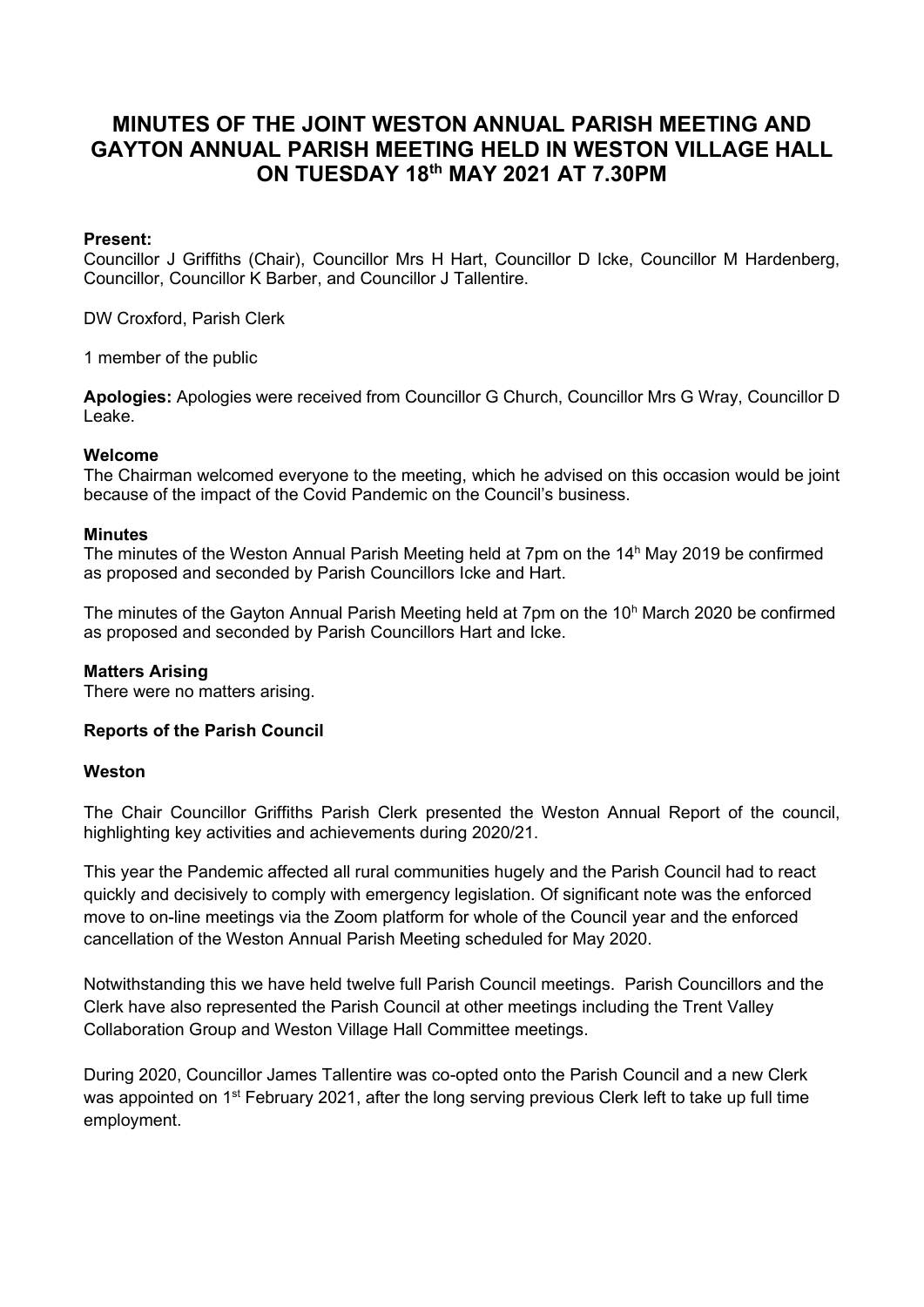# MINUTES OF THE JOINT WESTON ANNUAL PARISH MEETING AND GAYTON ANNUAL PARISH MEETING HELD IN WESTON VILLAGE HALL ON TUESDAY 18th MAY 2021 AT 7.30PM

**Present:**
Councillor J Griffiths (Chair), Councillor Mrs H Hart, Councillor D Icke, Councillor M Hardenberg, Councillor, Councillor K Barber, and Councillor J Tallentire.

DW Croxford, Parish Clerk

1 member of the public

**Apologies:** Apologies were received from Councillor G Church, Councillor Mrs G Wray, Councillor D Leake.

**Welcome**
The Chairman welcomed everyone to the meeting, which he advised on this occasion would be joint because of the impact of the Covid Pandemic on the Council's business.

**Minutes**
The minutes of the Weston Annual Parish Meeting held at 7pm on the 14h May 2019 be confirmed as proposed and seconded by Parish Councillors Icke and Hart.

The minutes of the Gayton Annual Parish Meeting held at 7pm on the 10h March 2020 be confirmed as proposed and seconded by Parish Councillors Hart and Icke.

**Matters Arising**
There were no matters arising.

**Reports of the Parish Council**

**Weston**

The Chair Councillor Griffiths Parish Clerk presented the Weston Annual Report of the council, highlighting key activities and achievements during 2020/21.

This year the Pandemic affected all rural communities hugely and the Parish Council had to react quickly and decisively to comply with emergency legislation. Of significant note was the enforced move to on-line meetings via the Zoom platform for whole of the Council year and the enforced cancellation of the Weston Annual Parish Meeting scheduled for May 2020.

Notwithstanding this we have held twelve full Parish Council meetings. Parish Councillors and the Clerk have also represented the Parish Council at other meetings including the Trent Valley Collaboration Group and Weston Village Hall Committee meetings.

During 2020, Councillor James Tallentire was co-opted onto the Parish Council and a new Clerk was appointed on 1st February 2021, after the long serving previous Clerk left to take up full time employment.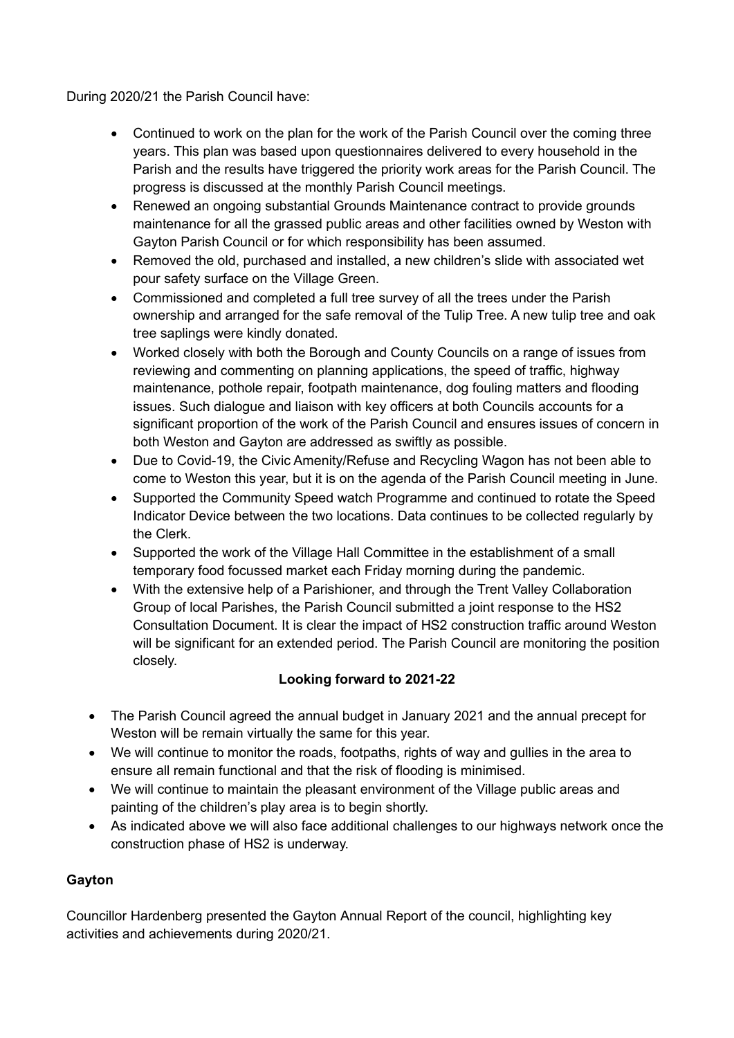During 2020/21 the Parish Council have:

- Continued to work on the plan for the work of the Parish Council over the coming three years. This plan was based upon questionnaires delivered to every household in the Parish and the results have triggered the priority work areas for the Parish Council. The progress is discussed at the monthly Parish Council meetings.
- Renewed an ongoing substantial Grounds Maintenance contract to provide grounds maintenance for all the grassed public areas and other facilities owned by Weston with Gayton Parish Council or for which responsibility has been assumed.
- Removed the old, purchased and installed, a new children's slide with associated wet pour safety surface on the Village Green.
- Commissioned and completed a full tree survey of all the trees under the Parish ownership and arranged for the safe removal of the Tulip Tree. A new tulip tree and oak tree saplings were kindly donated.
- Worked closely with both the Borough and County Councils on a range of issues from reviewing and commenting on planning applications, the speed of traffic, highway maintenance, pothole repair, footpath maintenance, dog fouling matters and flooding issues. Such dialogue and liaison with key officers at both Councils accounts for a significant proportion of the work of the Parish Council and ensures issues of concern in both Weston and Gayton are addressed as swiftly as possible.
- Due to Covid-19, the Civic Amenity/Refuse and Recycling Wagon has not been able to come to Weston this year, but it is on the agenda of the Parish Council meeting in June.
- Supported the Community Speed watch Programme and continued to rotate the Speed Indicator Device between the two locations. Data continues to be collected regularly by the Clerk.
- Supported the work of the Village Hall Committee in the establishment of a small temporary food focussed market each Friday morning during the pandemic.
- With the extensive help of a Parishioner, and through the Trent Valley Collaboration Group of local Parishes, the Parish Council submitted a joint response to the HS2 Consultation Document. It is clear the impact of HS2 construction traffic around Weston will be significant for an extended period. The Parish Council are monitoring the position closely.

**Looking forward to 2021-22**

- The Parish Council agreed the annual budget in January 2021 and the annual precept for Weston will be remain virtually the same for this year.
- We will continue to monitor the roads, footpaths, rights of way and gullies in the area to ensure all remain functional and that the risk of flooding is minimised.
- We will continue to maintain the pleasant environment of the Village public areas and painting of the children's play area is to begin shortly.
- As indicated above we will also face additional challenges to our highways network once the construction phase of HS2 is underway.

**Gayton**

Councillor Hardenberg presented the Gayton Annual Report of the council, highlighting key activities and achievements during 2020/21.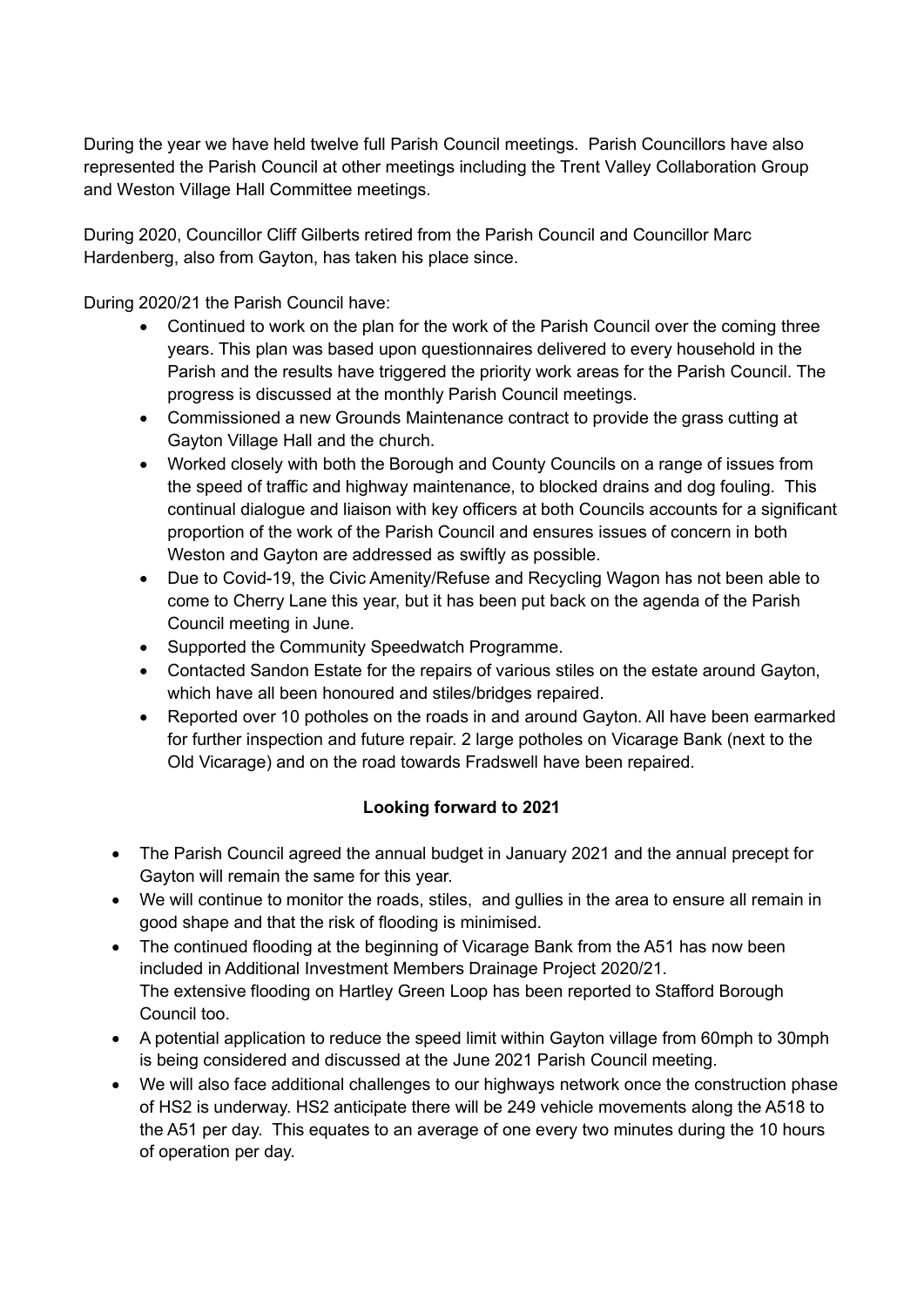During the year we have held twelve full Parish Council meetings. Parish Councillors have also represented the Parish Council at other meetings including the Trent Valley Collaboration Group and Weston Village Hall Committee meetings.

During 2020, Councillor Cliff Gilberts retired from the Parish Council and Councillor Marc Hardenberg, also from Gayton, has taken his place since.

During 2020/21 the Parish Council have:

- Continued to work on the plan for the work of the Parish Council over the coming three years. This plan was based upon questionnaires delivered to every household in the Parish and the results have triggered the priority work areas for the Parish Council. The progress is discussed at the monthly Parish Council meetings.
- Commissioned a new Grounds Maintenance contract to provide the grass cutting at Gayton Village Hall and the church.
- Worked closely with both the Borough and County Councils on a range of issues from the speed of traffic and highway maintenance, to blocked drains and dog fouling. This continual dialogue and liaison with key officers at both Councils accounts for a significant proportion of the work of the Parish Council and ensures issues of concern in both Weston and Gayton are addressed as swiftly as possible.
- Due to Covid-19, the Civic Amenity/Refuse and Recycling Wagon has not been able to come to Cherry Lane this year, but it has been put back on the agenda of the Parish Council meeting in June.
- Supported the Community Speedwatch Programme.
- Contacted Sandon Estate for the repairs of various stiles on the estate around Gayton, which have all been honoured and stiles/bridges repaired.
- Reported over 10 potholes on the roads in and around Gayton. All have been earmarked for further inspection and future repair. 2 large potholes on Vicarage Bank (next to the Old Vicarage) and on the road towards Fradswell have been repaired.

**Looking forward to 2021**

- The Parish Council agreed the annual budget in January 2021 and the annual precept for Gayton will remain the same for this year.
- We will continue to monitor the roads, stiles, and gullies in the area to ensure all remain in good shape and that the risk of flooding is minimised.
- The continued flooding at the beginning of Vicarage Bank from the A51 has now been included in Additional Investment Members Drainage Project 2020/21.
  The extensive flooding on Hartley Green Loop has been reported to Stafford Borough Council too.
- A potential application to reduce the speed limit within Gayton village from 60mph to 30mph is being considered and discussed at the June 2021 Parish Council meeting.
- We will also face additional challenges to our highways network once the construction phase of HS2 is underway. HS2 anticipate there will be 249 vehicle movements along the A518 to the A51 per day. This equates to an average of one every two minutes during the 10 hours of operation per day.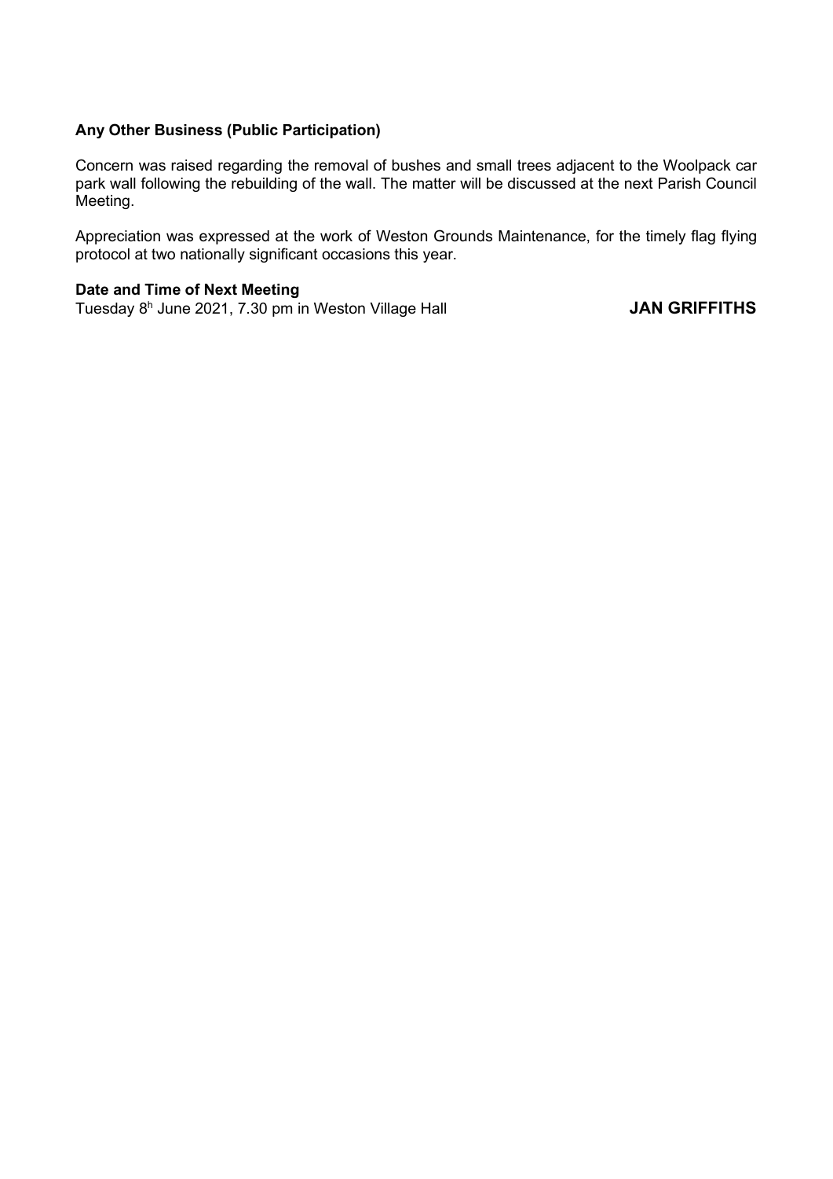**Any Other Business (Public Participation)**

Concern was raised regarding the removal of bushes and small trees adjacent to the Woolpack car park wall following the rebuilding of the wall. The matter will be discussed at the next Parish Council Meeting.

Appreciation was expressed at the work of Weston Grounds Maintenance, for the timely flag flying protocol at two nationally significant occasions this year.

**Date and Time of Next Meeting**

Tuesday 8h June 2021, 7.30 pm in Weston Village Hall

**JAN GRIFFITHS**